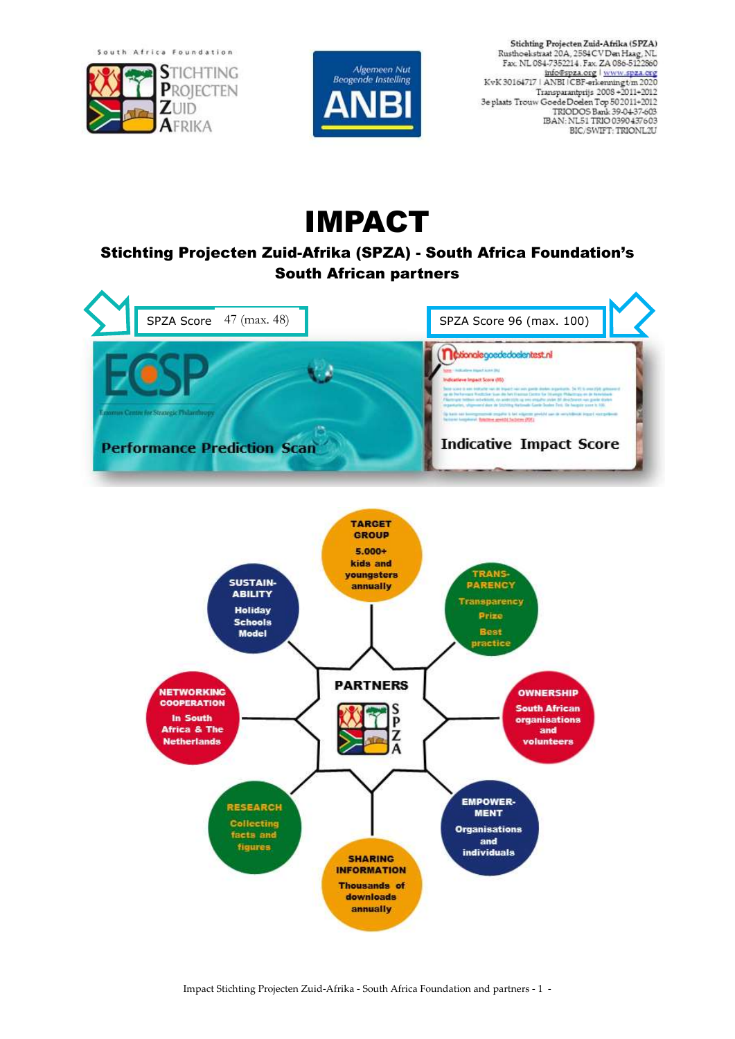South Africa Foundation

STICHTING PROJECTEN ZUID AFRIKA

Algemeen Nut Beogende Instelling
ANBI

Stichting Projecten Zuid-Afrika (SPZA)
Rusthoekstraat 20A, 2584CV Den Haag, NL
Fax. NL 084-7352214. Fax. ZA 086-5122860
info@spza.org | www.spza.org
KvK 30164717 | ANBI | CBF-erkenning t/m 2020
Transparantprijs 2008 +2011+2012
3e plaats Trouw Goede Doelen Top 50 2011+2012
TRIODOS Bank 39-04-37-603
IBAN: NL51 TRIO 0390 437603
BIC/SWIFT: TRIONL2U

# IMPACT

## Stichting Projecten Zuid-Afrika (SPZA) - South Africa Foundation's South African partners

SPZA Score 47 (max. 48)

ECSP – Erasmus Centre for Strategic Philanthropy

Performance Prediction Scan

SPZA Score 96 (max. 100)

nationalegoededoelentest.nl

Indicative Impact Score

**PARTNERS** – SPZA

- **TARGET GROUP** – 5.000+ kids and youngsters annually
- **TRANS-PARENCY** – Transparency Prize – Best practice
- **OWNERSHIP** – South African organisations and volunteers
- **EMPOWER-MENT** – Organisations and individuals
- **SHARING INFORMATION** – Thousands of downloads annually
- **RESEARCH** – Collecting facts and figures
- **NETWORKING COOPERATION** – In South Africa & The Netherlands
- **SUSTAIN-ABILITY** – Holiday Schools Model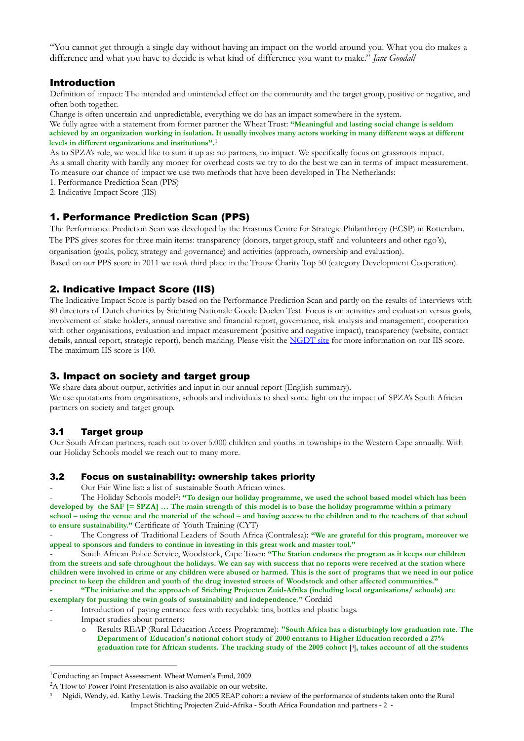"You cannot get through a single day without having an impact on the world around you. What you do makes a difference and what you have to decide is what kind of difference you want to make." *Jane Goodall*

## Introduction

Definition of impact: The intended and unintended effect on the community and the target group, positive or negative, and often both together.

Change is often uncertain and unpredictable, everything we do has an impact somewhere in the system.

We fully agree with a statement from former partner the Wheat Trust: **"Meaningful and lasting social change is seldom achieved by an organization working in isolation. It usually involves many actors working in many different ways at different levels in different organizations and institutions".**[1]

As to SPZA's role, we would like to sum it up as: no partners, no impact. We specifically focus on grassroots impact.

As a small charity with hardly any money for overhead costs we try to do the best we can in terms of impact measurement.

To measure our chance of impact we use two methods that have been developed in The Netherlands:

1. Performance Prediction Scan (PPS)
2. Indicative Impact Score (IIS)

## 1. Performance Prediction Scan (PPS)

The Performance Prediction Scan was developed by the Erasmus Centre for Strategic Philanthropy (ECSP) in Rotterdam. The PPS gives scores for three main items: transparency (donors, target group, staff and volunteers and other ngo's), organisation (goals, policy, strategy and governance) and activities (approach, ownership and evaluation).

Based on our PPS score in 2011 we took third place in the Trouw Charity Top 50 (category Development Cooperation).

## 2. Indicative Impact Score (IIS)

The Indicative Impact Score is partly based on the Performance Prediction Scan and partly on the results of interviews with 80 directors of Dutch charities by Stichting Nationale Goede Doelen Test. Focus is on activities and evaluation versus goals, involvement of stake holders, annual narrative and financial report, governance, risk analysis and management, cooperation with other organisations, evaluation and impact measurement (positive and negative impact), transparency (website, contact details, annual report, strategic report), bench marking. Please visit the NGDT site for more information on our IIS score. The maximum IIS score is 100.

## 3. Impact on society and target group

We share data about output, activities and input in our annual report (English summary).

We use quotations from organisations, schools and individuals to shed some light on the impact of SPZA's South African partners on society and target group.

### 3.1 Target group

Our South African partners, reach out to over 5.000 children and youths in townships in the Western Cape annually. With our Holiday Schools model we reach out to many more.

### 3.2 Focus on sustainability: ownership takes priority

- Our Fair Wine list: a list of sustainable South African wines.
- The Holiday Schools model[2]: **"To design our holiday programme, we used the school based model which has been developed by the SAF [= SPZA] … The main strength of this model is to base the holiday programme within a primary school – using the venue and the material of the school – and having access to the children and to the teachers of that school to ensure sustainability."** Certificate of Youth Training (CYT)
- The Congress of Traditional Leaders of South Africa (Contralesa): **"We are grateful for this program, moreover we appeal to sponsors and funders to continue in investing in this great work and master tool."**
- South African Police Service, Woodstock, Cape Town: **"The Station endorses the program as it keeps our children from the streets and safe throughout the holidays. We can say with success that no reports were received at the station where children were involved in crime or any children were abused or harmed. This is the sort of programs that we need in our police precinct to keep the children and youth of the drug invested streets of Woodstock and other affected communities."**
- **"The initiative and the approach of Stichting Projecten Zuid-Afrika (including local organisations/ schools) are exemplary for pursuing the twin goals of sustainability and independence."** Cordaid
- Introduction of paying entrance fees with recyclable tins, bottles and plastic bags.
- Impact studies about partners:
  - Results REAP (Rural Education Access Programme): **"South Africa has a disturbingly low graduation rate. The Department of Education's national cohort study of 2000 entrants to Higher Education recorded a 27% graduation rate for African students. The tracking study of the 2005 cohort** [3]**, takes account of all the students**

---

[1] Conducting an Impact Assessment. Wheat Women's Fund, 2009

[2] A 'How to' Power Point Presentation is also available on our website.

[3] Ngidi, Wendy, ed. Kathy Lewis. Tracking the 2005 REAP cohort: a review of the performance of students taken onto the Rural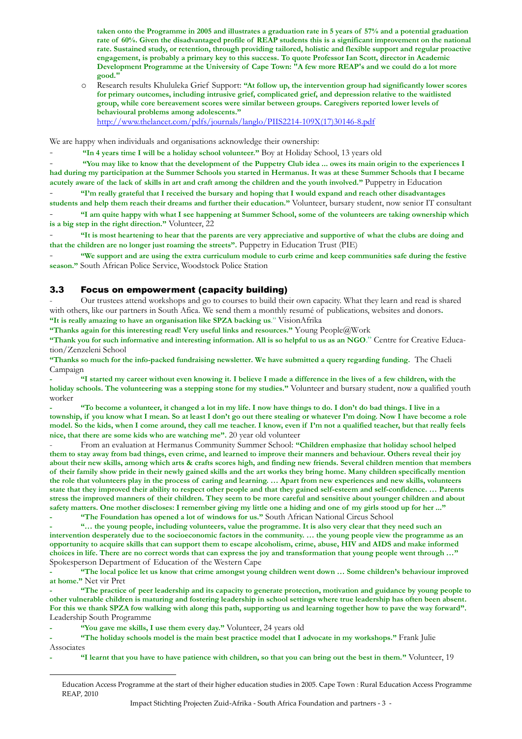**taken onto the Programme in 2005 and illustrates a graduation rate in 5 years of 57% and a potential graduation rate of 60%. Given the disadvantaged profile of REAP students this is a significant improvement on the national rate. Sustained study, or retention, through providing tailored, holistic and flexible support and regular proactive engagement, is probably a primary key to this success. To quote Professor Ian Scott, director in Academic Development Programme at the University of Cape Town: "A few more REAP's and we could do a lot more good."**

- Research results Khululeka Grief Support: **"At follow up, the intervention group had significantly lower scores for primary outcomes, including intrusive grief, complicated grief, and depression relative to the waitlisted group, while core bereavement scores were similar between groups. Caregivers reported lower levels of behavioural problems among adolescents."** http://www.thelancet.com/pdfs/journals/langlo/PIIS2214-109X(17)30146-8.pdf

We are happy when individuals and organisations acknowledge their ownership:

- **"In 4 years time I will be a holiday school volunteer."** Boy at Holiday School, 13 years old
- **"You may like to know that the development of the Puppetry Club idea ... owes its main origin to the experiences I had during my participation at the Summer Schools you started in Hermanus. It was at these Summer Schools that I became acutely aware of the lack of skills in art and craft among the children and the youth involved."** Puppetry in Education
- **"I'm really grateful that I received the bursary and hoping that I would expand and reach other disadvantages students and help them reach their dreams and further their education."** Volunteer, bursary student, now senior IT consultant
- **"I am quite happy with what I see happening at Summer School, some of the volunteers are taking ownership which is a big step in the right direction."** Volunteer, 22
- **"It is most heartening to hear that the parents are very appreciative and supportive of what the clubs are doing and that the children are no longer just roaming the streets"**. Puppetry in Education Trust (PIE)
- **"We support and are using the extra curriculum module to curb crime and keep communities safe during the festive season."** South African Police Service, Woodstock Police Station

### 3.3 Focus on empowerment (capacity building)

- Our trustees attend workshops and go to courses to build their own capacity. What they learn and read is shared with others, like our partners in South Afica. We send them a monthly resumé of publications, websites and donors.

**"It is really amazing to have an organisation like SPZA backing us**." VisionAfrika

**"Thanks again for this interesting read! Very useful links and resources."** Young People@Work

**"Thank you for such informative and interesting information. All is so helpful to us as an NGO**." Centre for Creative Education/Zenzeleni School

**"Thanks so much for the info-packed fundraising newsletter. We have submitted a query regarding funding.** The Chaeli Campaign

- **"I started my career without even knowing it. I believe I made a difference in the lives of a few children, with the holiday schools. The volunteering was a stepping stone for my studies."** Volunteer and bursary student, now a qualified youth worker
- **"To become a volunteer, it changed a lot in my life. I now have things to do. I don't do bad things. I live in a township, if you know what I mean. So at least I don't go out there stealing or whatever I'm doing. Now I have become a role model. So the kids, when I come around, they call me teacher. I know, even if I'm not a qualified teacher, but that really feels nice, that there are some kids who are watching me"**. 20 year old volunteer
- From an evaluation at Hermanus Community Summer School: **"Children emphasize that holiday school helped them to stay away from bad things, even crime, and learned to improve their manners and behaviour. Others reveal their joy about their new skills, among which arts & crafts scores high, and finding new friends. Several children mention that members of their family show pride in their newly gained skills and the art works they bring home. Many children specifically mention the role that volunteers play in the process of caring and learning. … Apart from new experiences and new skills, volunteers state that they improved their ability to respect other people and that they gained self-esteem and self-confidence. … Parents stress the improved manners of their children. They seem to be more careful and sensitive about younger children and about safety matters. One mother discloses: I remember giving my little one a hiding and one of my girls stood up for her ..."**
- **"The Foundation has opened a lot of windows for us."** South African National Circus School
- **"… the young people, including volunteers, value the programme. It is also very clear that they need such an intervention desperately due to the socioeconomic factors in the community. … the young people view the programme as an opportunity to acquire skills that can support them to escape alcoholism, crime, abuse, HIV and AIDS and make informed choices in life. There are no correct words that can express the joy and transformation that young people went through …"** Spokesperson Department of Education of the Western Cape
- **"The local police let us know that crime amongst young children went down … Some children's behaviour improved at home."** Net vir Pret
- **"The practice of peer leadership and its capacity to generate protection, motivation and guidance by young people to other vulnerable children is maturing and fostering leadership in school settings where true leadership has often been absent. For this we thank SPZA fow walking with along this path, supporting us and learning together how to pave the way forward"**. Leadership South Programme
- **"You gave me skills, I use them every day."** Volunteer, 24 years old
- **"The holiday schools model is the main best practice model that I advocate in my workshops."** Frank Julie Associates
- **"I learnt that you have to have patience with children, so that you can bring out the best in them."** Volunteer, 19

---

Education Access Programme at the start of their higher education studies in 2005. Cape Town : Rural Education Access Programme REAP, 2010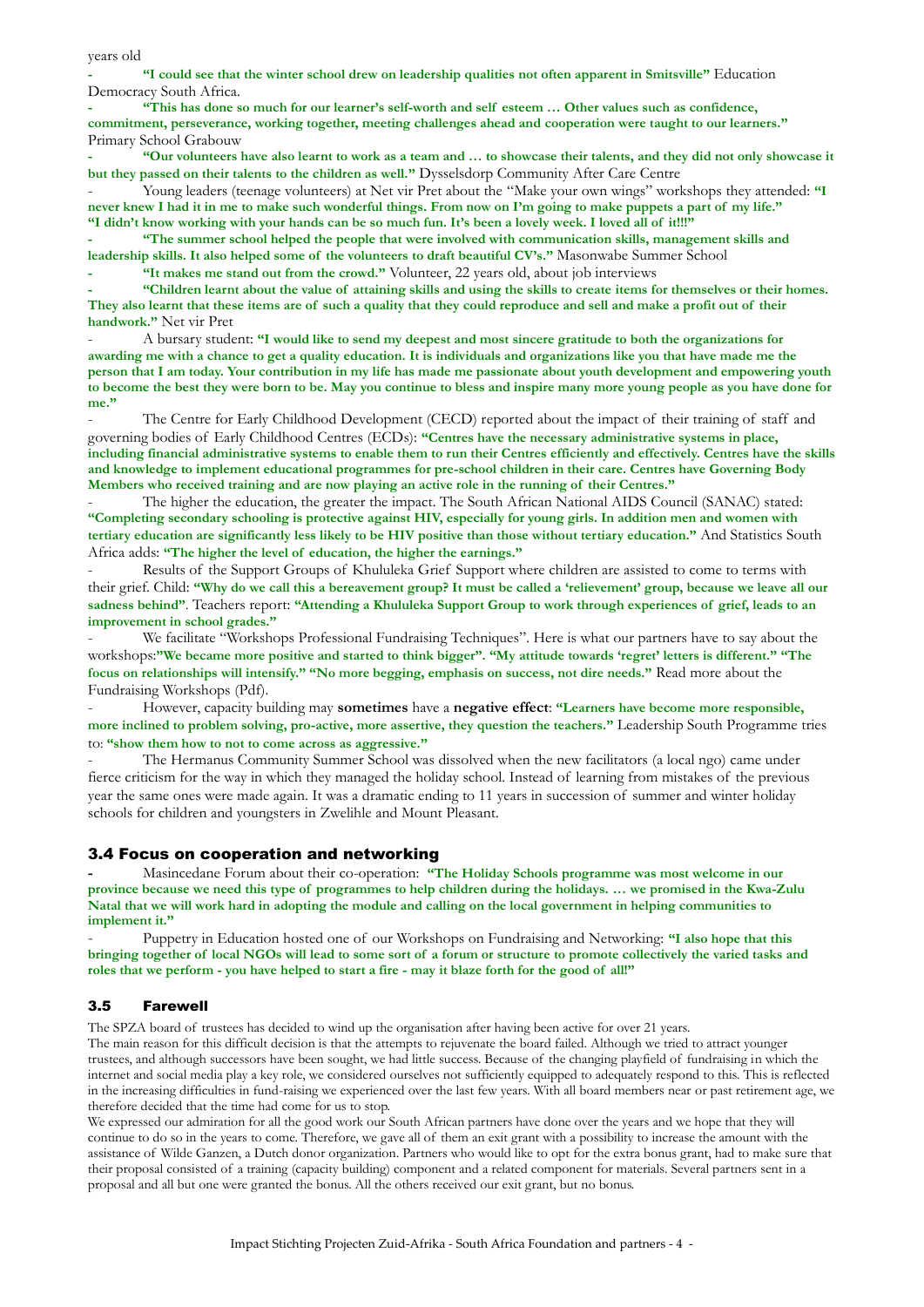years old

- **"I could see that the winter school drew on leadership qualities not often apparent in Smitsville"** Education Democracy South Africa.
- **"This has done so much for our learner's self-worth and self esteem … Other values such as confidence, commitment, perseverance, working together, meeting challenges ahead and cooperation were taught to our learners."** Primary School Grabouw
- **"Our volunteers have also learnt to work as a team and … to showcase their talents, and they did not only showcase it but they passed on their talents to the children as well."** Dysselsdorp Community After Care Centre
- Young leaders (teenage volunteers) at Net vir Pret about the "Make your own wings" workshops they attended: **"I never knew I had it in me to make such wonderful things. From now on I'm going to make puppets a part of my life." "I didn't know working with your hands can be so much fun. It's been a lovely week. I loved all of it!!!"**
- **"The summer school helped the people that were involved with communication skills, management skills and leadership skills. It also helped some of the volunteers to draft beautiful CV's."** Masonwabe Summer School
- **"It makes me stand out from the crowd."** Volunteer, 22 years old, about job interviews
- **"Children learnt about the value of attaining skills and using the skills to create items for themselves or their homes. They also learnt that these items are of such a quality that they could reproduce and sell and make a profit out of their handwork."** Net vir Pret
- A bursary student: **"I would like to send my deepest and most sincere gratitude to both the organizations for awarding me with a chance to get a quality education. It is individuals and organizations like you that have made me the person that I am today. Your contribution in my life has made me passionate about youth development and empowering youth to become the best they were born to be. May you continue to bless and inspire many more young people as you have done for me."**
- The Centre for Early Childhood Development (CECD) reported about the impact of their training of staff and governing bodies of Early Childhood Centres (ECDs): **"Centres have the necessary administrative systems in place, including financial administrative systems to enable them to run their Centres efficiently and effectively. Centres have the skills and knowledge to implement educational programmes for pre-school children in their care. Centres have Governing Body Members who received training and are now playing an active role in the running of their Centres."**
- The higher the education, the greater the impact. The South African National AIDS Council (SANAC) stated: **"Completing secondary schooling is protective against HIV, especially for young girls. In addition men and women with tertiary education are significantly less likely to be HIV positive than those without tertiary education."** And Statistics South Africa adds: **"The higher the level of education, the higher the earnings."**
- Results of the Support Groups of Khululeka Grief Support where children are assisted to come to terms with their grief. Child: **"Why do we call this a bereavement group? It must be called a 'relievement' group, because we leave all our sadness behind"**. Teachers report: **"Attending a Khululeka Support Group to work through experiences of grief, leads to an improvement in school grades."**
- We facilitate "Workshops Professional Fundraising Techniques". Here is what our partners have to say about the workshops:**"We became more positive and started to think bigger". "My attitude towards 'regret' letters is different." "The focus on relationships will intensify." "No more begging, emphasis on success, not dire needs."** Read more about the Fundraising Workshops (Pdf).
- However, capacity building may **sometimes** have a **negative effect**: **"Learners have become more responsible, more inclined to problem solving, pro-active, more assertive, they question the teachers."** Leadership South Programme tries to: **"show them how to not to come across as aggressive."**
- The Hermanus Community Summer School was dissolved when the new facilitators (a local ngo) came under fierce criticism for the way in which they managed the holiday school. Instead of learning from mistakes of the previous year the same ones were made again. It was a dramatic ending to 11 years in succession of summer and winter holiday schools for children and youngsters in Zwelihle and Mount Pleasant.

### 3.4 Focus on cooperation and networking

- Masincedane Forum about their co-operation: **"The Holiday Schools programme was most welcome in our province because we need this type of programmes to help children during the holidays. … we promised in the Kwa-Zulu Natal that we will work hard in adopting the module and calling on the local government in helping communities to implement it."**
- Puppetry in Education hosted one of our Workshops on Fundraising and Networking: **"I also hope that this bringing together of local NGOs will lead to some sort of a forum or structure to promote collectively the varied tasks and roles that we perform - you have helped to start a fire - may it blaze forth for the good of all!"**

### 3.5 Farewell

The SPZA board of trustees has decided to wind up the organisation after having been active for over 21 years.
The main reason for this difficult decision is that the attempts to rejuvenate the board failed. Although we tried to attract younger trustees, and although successors have been sought, we had little success. Because of the changing playfield of fundraising in which the internet and social media play a key role, we considered ourselves not sufficiently equipped to adequately respond to this. This is reflected in the increasing difficulties in fund-raising we experienced over the last few years. With all board members near or past retirement age, we therefore decided that the time had come for us to stop.
We expressed our admiration for all the good work our South African partners have done over the years and we hope that they will continue to do so in the years to come. Therefore, we gave all of them an exit grant with a possibility to increase the amount with the assistance of Wilde Ganzen, a Dutch donor organization. Partners who would like to opt for the extra bonus grant, had to make sure that their proposal consisted of a training (capacity building) component and a related component for materials. Several partners sent in a proposal and all but one were granted the bonus. All the others received our exit grant, but no bonus.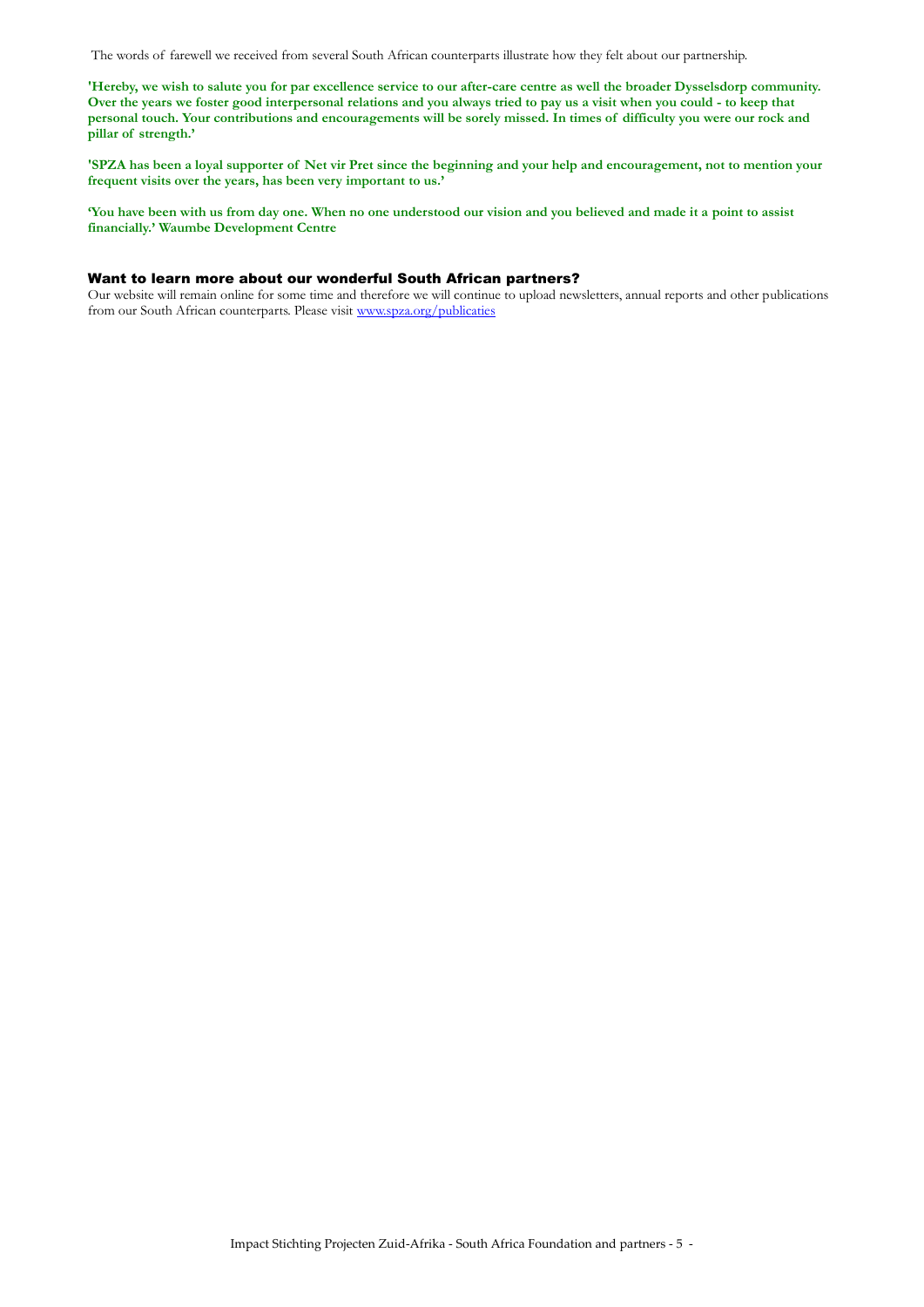The words of farewell we received from several South African counterparts illustrate how they felt about our partnership.

**'Hereby, we wish to salute you for par excellence service to our after-care centre as well the broader Dysselsdorp community. Over the years we foster good interpersonal relations and you always tried to pay us a visit when you could - to keep that personal touch. Your contributions and encouragements will be sorely missed. In times of difficulty you were our rock and pillar of strength.'**

**'SPZA has been a loyal supporter of Net vir Pret since the beginning and your help and encouragement, not to mention your frequent visits over the years, has been very important to us.'**

**'You have been with us from day one. When no one understood our vision and you believed and made it a point to assist financially.' Waumbe Development Centre**

### Want to learn more about our wonderful South African partners?

Our website will remain online for some time and therefore we will continue to upload newsletters, annual reports and other publications from our South African counterparts. Please visit [www.spza.org/publicaties](www.spza.org/publicaties)